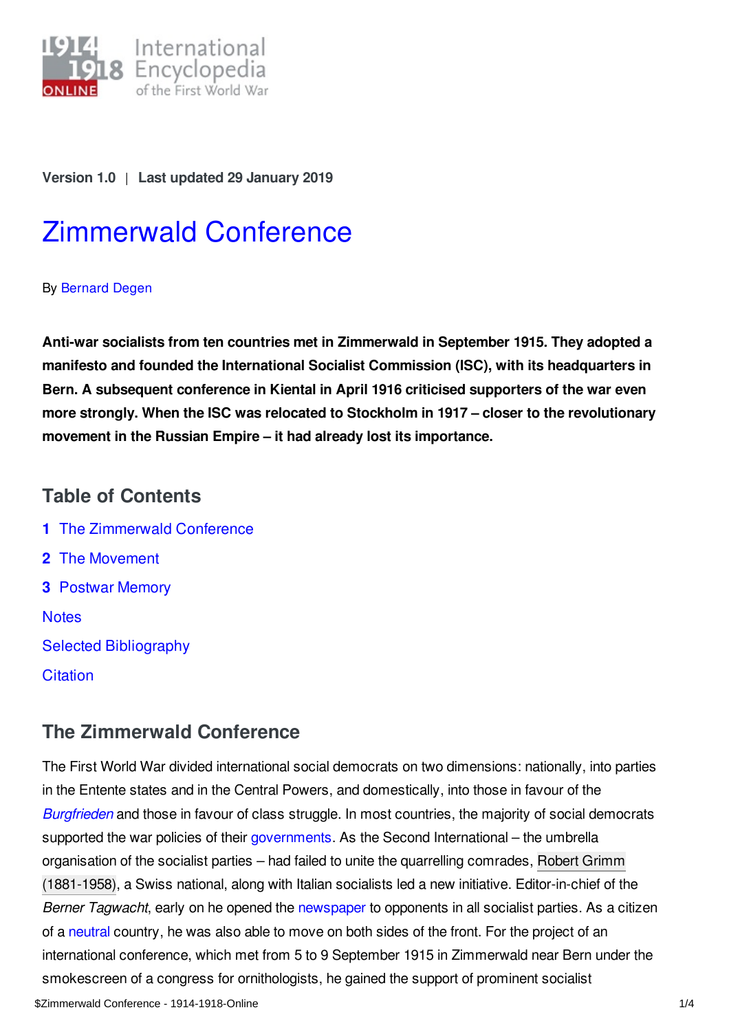Version 1.0 | Last updated 29 January 2019

# Zimmerwald Conference

By Bernard Degen

**Anti-war socialists from ten countries met in Zimmerwald in September 1915. They adopted a manifesto and founded the International Socialist Commission (ISC), with its headquarters in Bern. A subsequent conference in Kiental in April 1916 criticised supporters of the war even more strongly. When the ISC was relocated to Stockholm in 1917 – closer to the revolutionary movement in the Russian Empire – it had already lost its importance.**

## Table of Contents

1 The Zimmerwald Conference

2 The Movement

3 Postwar Memory

Notes

Selected Bibliography

Citation

## The Zimmerwald Conference

The First World War divided international social democrats on two dimensions: nationally, into parties in the Entente states and in the Central Powers, and domestically, into those in favour of the *Burgfrieden* and those in favour of class struggle. In most countries, the majority of social democrats supported the war policies of their governments. As the Second International – the umbrella organisation of the socialist parties – had failed to unite the quarrelling comrades, Robert Grimm (1881-1958), a Swiss national, along with Italian socialists led a new initiative. Editor-in-chief of the *Berner Tagwacht*, early on he opened the newspaper to opponents in all socialist parties. As a citizen of a neutral country, he was also able to move on both sides of the front. For the project of an international conference, which met from 5 to 9 September 1915 in Zimmerwald near Bern under the smokescreen of a congress for ornithologists, he gained the support of prominent socialist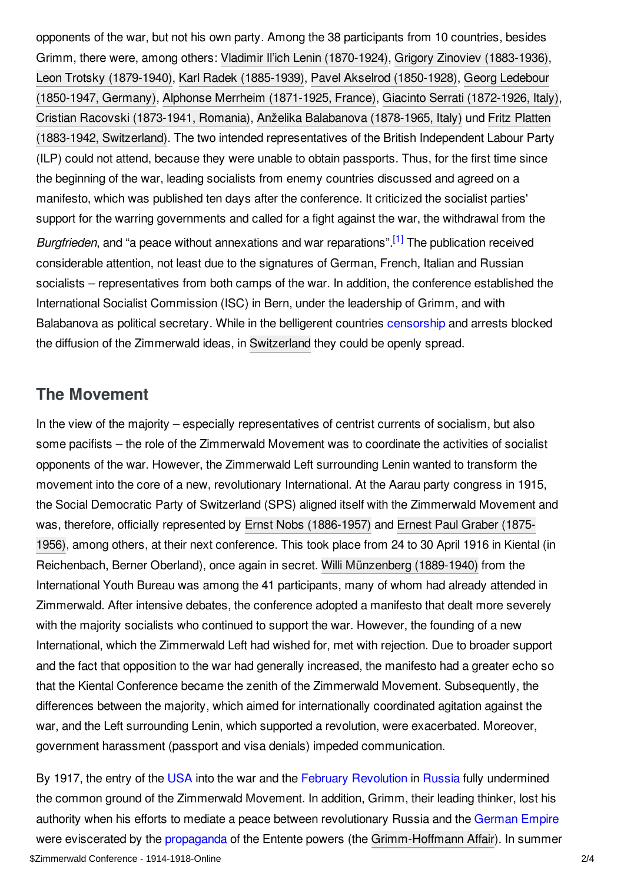opponents of the war, but not his own party. Among the 38 participants from 10 countries, besides Grimm, there were, among others: Vladimir Il'ich Lenin (1870-1924), Grigory Zinoviev (1883-1936), Leon Trotsky (1879-1940), Karl Radek (1885-1939), Pavel Akselrod (1850-1928), Georg Ledebour (1850-1947, Germany), Alphonse Merrheim (1871-1925, France), Giacinto Serrati (1872-1926, Italy), Cristian Racovski (1873-1941, Romania), Anželika Balabanova (1878-1965, Italy) und Fritz Platten (1883-1942, Switzerland). The two intended representatives of the British Independent Labour Party (ILP) could not attend, because they were unable to obtain passports. Thus, for the first time since the beginning of the war, leading socialists from enemy countries discussed and agreed on a manifesto, which was published ten days after the conference. It criticized the socialist parties' support for the warring governments and called for a fight against the war, the withdrawal from the *Burgfrieden*, and "a peace without annexations and war reparations".[1] The publication received considerable attention, not least due to the signatures of German, French, Italian and Russian socialists – representatives from both camps of the war. In addition, the conference established the International Socialist Commission (ISC) in Bern, under the leadership of Grimm, and with Balabanova as political secretary. While in the belligerent countries censorship and arrests blocked the diffusion of the Zimmerwald ideas, in Switzerland they could be openly spread.

## The Movement

In the view of the majority – especially representatives of centrist currents of socialism, but also some pacifists – the role of the Zimmerwald Movement was to coordinate the activities of socialist opponents of the war. However, the Zimmerwald Left surrounding Lenin wanted to transform the movement into the core of a new, revolutionary International. At the Aarau party congress in 1915, the Social Democratic Party of Switzerland (SPS) aligned itself with the Zimmerwald Movement and was, therefore, officially represented by Ernst Nobs (1886-1957) and Ernest Paul Graber (1875-1956), among others, at their next conference. This took place from 24 to 30 April 1916 in Kiental (in Reichenbach, Berner Oberland), once again in secret. Willi Münzenberg (1889-1940) from the International Youth Bureau was among the 41 participants, many of whom had already attended in Zimmerwald. After intensive debates, the conference adopted a manifesto that dealt more severely with the majority socialists who continued to support the war. However, the founding of a new International, which the Zimmerwald Left had wished for, met with rejection. Due to broader support and the fact that opposition to the war had generally increased, the manifesto had a greater echo so that the Kiental Conference became the zenith of the Zimmerwald Movement. Subsequently, the differences between the majority, which aimed for internationally coordinated agitation against the war, and the Left surrounding Lenin, which supported a revolution, were exacerbated. Moreover, government harassment (passport and visa denials) impeded communication.

By 1917, the entry of the USA into the war and the February Revolution in Russia fully undermined the common ground of the Zimmerwald Movement. In addition, Grimm, their leading thinker, lost his authority when his efforts to mediate a peace between revolutionary Russia and the German Empire were eviscerated by the propaganda of the Entente powers (the Grimm-Hoffmann Affair). In summer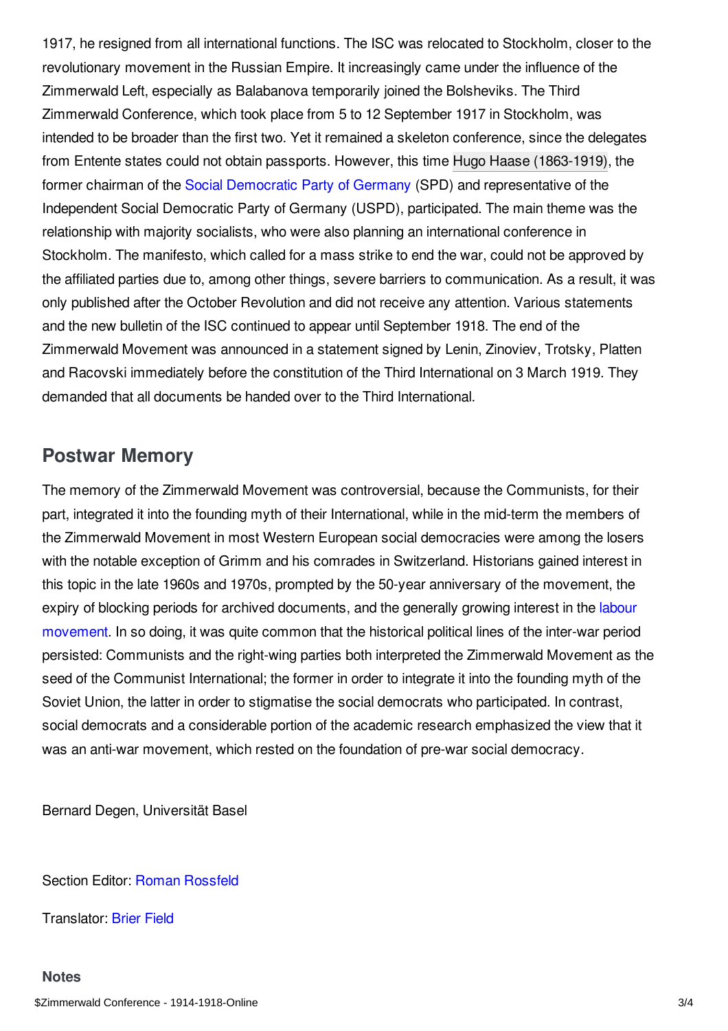1917, he resigned from all international functions. The ISC was relocated to Stockholm, closer to the revolutionary movement in the Russian Empire. It increasingly came under the influence of the Zimmerwald Left, especially as Balabanova temporarily joined the Bolsheviks. The Third Zimmerwald Conference, which took place from 5 to 12 September 1917 in Stockholm, was intended to be broader than the first two. Yet it remained a skeleton conference, since the delegates from Entente states could not obtain passports. However, this time Hugo Haase (1863-1919), the former chairman of the Social Democratic Party of Germany (SPD) and representative of the Independent Social Democratic Party of Germany (USPD), participated. The main theme was the relationship with majority socialists, who were also planning an international conference in Stockholm. The manifesto, which called for a mass strike to end the war, could not be approved by the affiliated parties due to, among other things, severe barriers to communication. As a result, it was only published after the October Revolution and did not receive any attention. Various statements and the new bulletin of the ISC continued to appear until September 1918. The end of the Zimmerwald Movement was announced in a statement signed by Lenin, Zinoviev, Trotsky, Platten and Racovski immediately before the constitution of the Third International on 3 March 1919. They demanded that all documents be handed over to the Third International.

## Postwar Memory

The memory of the Zimmerwald Movement was controversial, because the Communists, for their part, integrated it into the founding myth of their International, while in the mid-term the members of the Zimmerwald Movement in most Western European social democracies were among the losers with the notable exception of Grimm and his comrades in Switzerland. Historians gained interest in this topic in the late 1960s and 1970s, prompted by the 50-year anniversary of the movement, the expiry of blocking periods for archived documents, and the generally growing interest in the labour movement. In so doing, it was quite common that the historical political lines of the inter-war period persisted: Communists and the right-wing parties both interpreted the Zimmerwald Movement as the seed of the Communist International; the former in order to integrate it into the founding myth of the Soviet Union, the latter in order to stigmatise the social democrats who participated. In contrast, social democrats and a considerable portion of the academic research emphasized the view that it was an anti-war movement, which rested on the foundation of pre-war social democracy.

Bernard Degen, Universität Basel

Section Editor: Roman Rossfeld

Translator: Brier Field

### Notes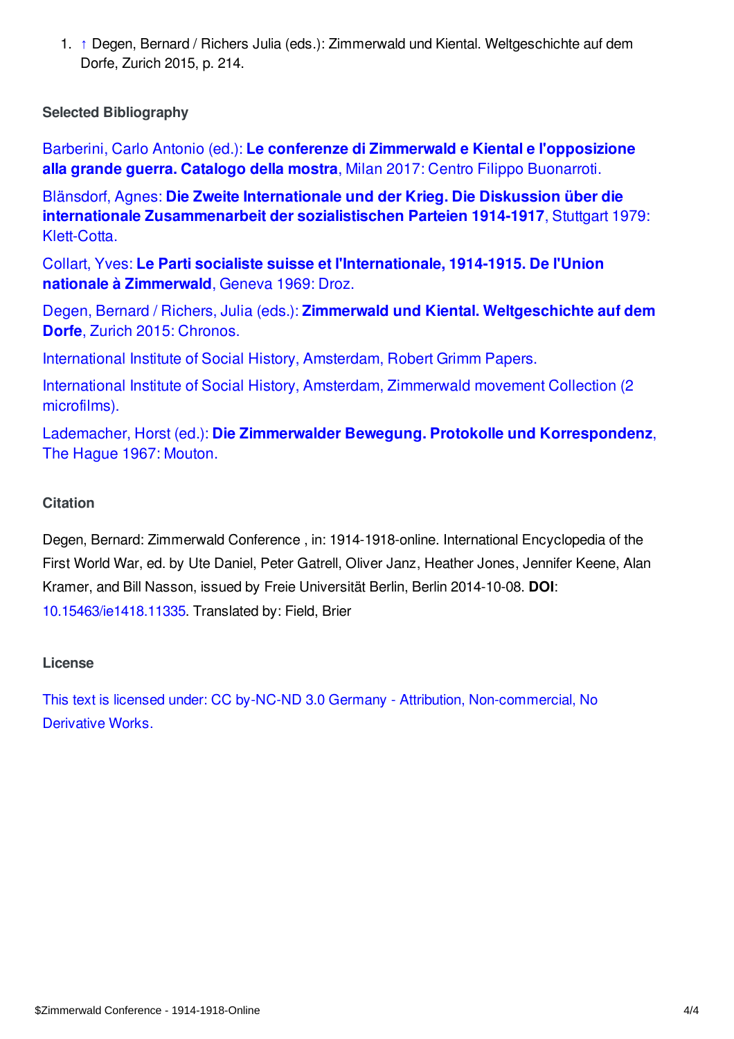1. ↑ Degen, Bernard / Richers Julia (eds.): Zimmerwald und Kiental. Weltgeschichte auf dem Dorfe, Zurich 2015, p. 214.

### Selected Bibliography

Barberini, Carlo Antonio (ed.): **Le conferenze di Zimmerwald e Kiental e l'opposizione alla grande guerra. Catalogo della mostra**, Milan 2017: Centro Filippo Buonarroti.

Blänsdorf, Agnes: **Die Zweite Internationale und der Krieg. Die Diskussion über die internationale Zusammenarbeit der sozialistischen Parteien 1914-1917**, Stuttgart 1979: Klett-Cotta.

Collart, Yves: **Le Parti socialiste suisse et l'Internationale, 1914-1915. De l'Union nationale à Zimmerwald**, Geneva 1969: Droz.

Degen, Bernard / Richers, Julia (eds.): **Zimmerwald und Kiental. Weltgeschichte auf dem Dorfe**, Zurich 2015: Chronos.

International Institute of Social History, Amsterdam, Robert Grimm Papers.

International Institute of Social History, Amsterdam, Zimmerwald movement Collection (2 microfilms).

Lademacher, Horst (ed.): **Die Zimmerwalder Bewegung. Protokolle und Korrespondenz**, The Hague 1967: Mouton.

### Citation

Degen, Bernard: Zimmerwald Conference , in: 1914-1918-online. International Encyclopedia of the First World War, ed. by Ute Daniel, Peter Gatrell, Oliver Janz, Heather Jones, Jennifer Keene, Alan Kramer, and Bill Nasson, issued by Freie Universität Berlin, Berlin 2014-10-08. **DOI**: 10.15463/ie1418.11335. Translated by: Field, Brier

### License

This text is licensed under: CC by-NC-ND 3.0 Germany - Attribution, Non-commercial, No Derivative Works.